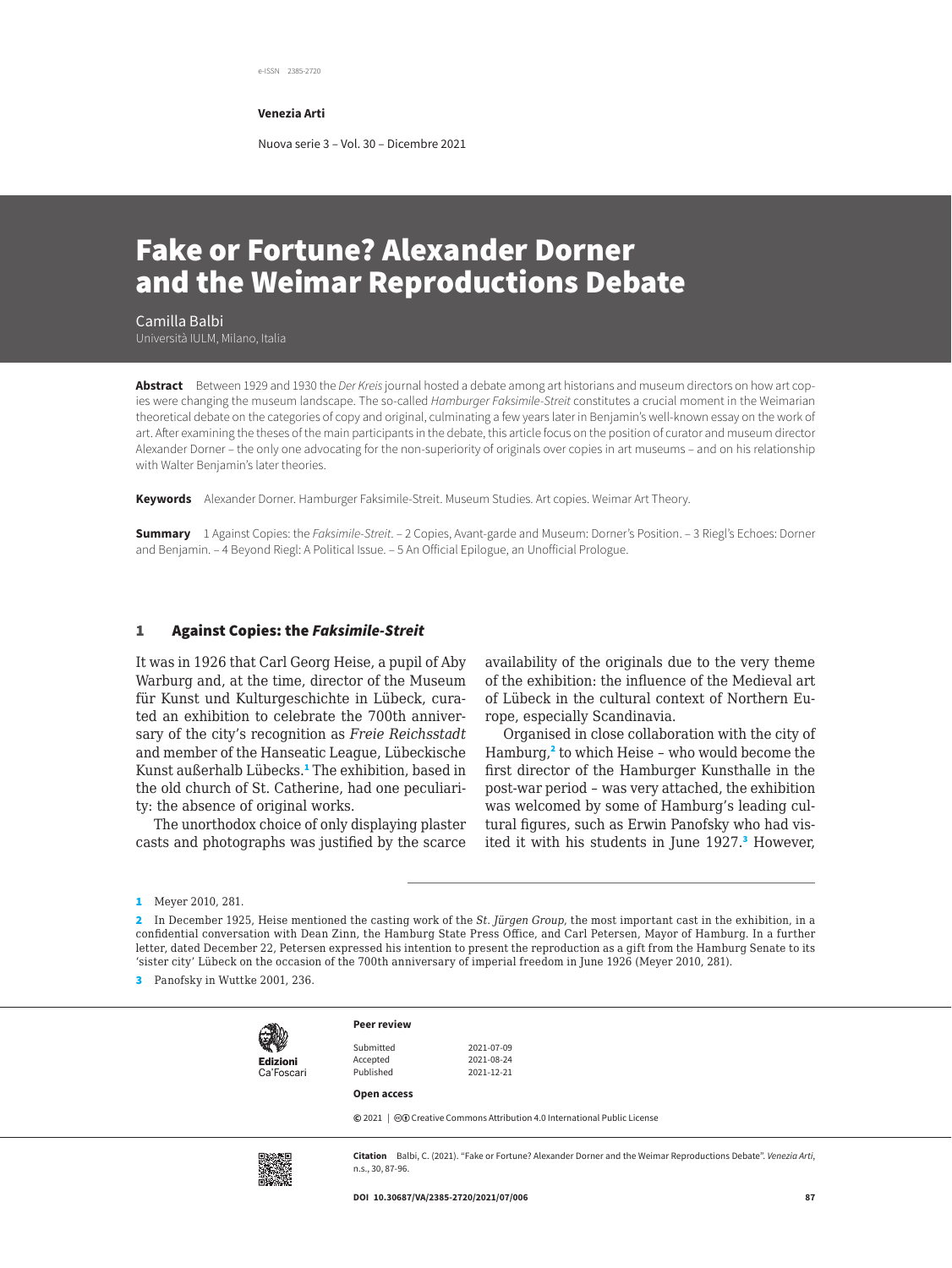e-ISSN 2385-2720

**Venezia Arti**

Nuova serie 3 – Vol. 30 – Dicembre 2021

# Fake or Fortune? Alexander Dorner and the Weimar Reproductions Debate

Camilla Balbi
Università IULM, Milano, Italia

**Abstract** Between 1929 and 1930 the *Der Kreis* journal hosted a debate among art historians and museum directors on how art copies were changing the museum landscape. The so-called *Hamburger Faksimile-Streit* constitutes a crucial moment in the Weimarian theoretical debate on the categories of copy and original, culminating a few years later in Benjamin's well-known essay on the work of art. After examining the theses of the main participants in the debate, this article focus on the position of curator and museum director Alexander Dorner – the only one advocating for the non-superiority of originals over copies in art museums – and on his relationship with Walter Benjamin's later theories.

**Keywords** Alexander Dorner. Hamburger Faksimile-Streit. Museum Studies. Art copies. Weimar Art Theory.

**Summary** 1 Against Copies: the *Faksimile-Streit*. – 2 Copies, Avant-garde and Museum: Dorner's Position. – 3 Riegl's Echoes: Dorner and Benjamin. – 4 Beyond Riegl: A Political Issue. – 5 An Official Epilogue, an Unofficial Prologue.

## 1 Against Copies: the *Faksimile-Streit*

It was in 1926 that Carl Georg Heise, a pupil of Aby Warburg and, at the time, director of the Museum für Kunst und Kulturgeschichte in Lübeck, curated an exhibition to celebrate the 700th anniversary of the city's recognition as *Freie Reichsstadt* and member of the Hanseatic League, Lübeckische Kunst außerhalb Lübecks.[1] The exhibition, based in the old church of St. Catherine, had one peculiarity: the absence of original works.

The unorthodox choice of only displaying plaster casts and photographs was justified by the scarce availability of the originals due to the very theme of the exhibition: the influence of the Medieval art of Lübeck in the cultural context of Northern Europe, especially Scandinavia.

Organised in close collaboration with the city of Hamburg,[2] to which Heise – who would become the first director of the Hamburger Kunsthalle in the post-war period – was very attached, the exhibition was welcomed by some of Hamburg's leading cultural figures, such as Erwin Panofsky who had visited it with his students in June 1927.[3] However,

---

1 Meyer 2010, 281.

2 In December 1925, Heise mentioned the casting work of the *St. Jürgen Group*, the most important cast in the exhibition, in a confidential conversation with Dean Zinn, the Hamburg State Press Office, and Carl Petersen, Mayor of Hamburg. In a further letter, dated December 22, Petersen expressed his intention to present the reproduction as a gift from the Hamburg Senate to its 'sister city' Lübeck on the occasion of the 700th anniversary of imperial freedom in June 1926 (Meyer 2010, 281).

3 Panofsky in Wuttke 2001, 236.

---

Edizioni Ca'Foscari

**Peer review**

Submitted 2021-07-09
Accepted 2021-08-24
Published 2021-12-21

**Open access**

© 2021 | Creative Commons Attribution 4.0 International Public License

**Citation** Balbi, C. (2021). "Fake or Fortune? Alexander Dorner and the Weimar Reproductions Debate". *Venezia Arti*, n.s., 30, 87-96.

**DOI** 10.30687/VA/2385-2720/2021/07/006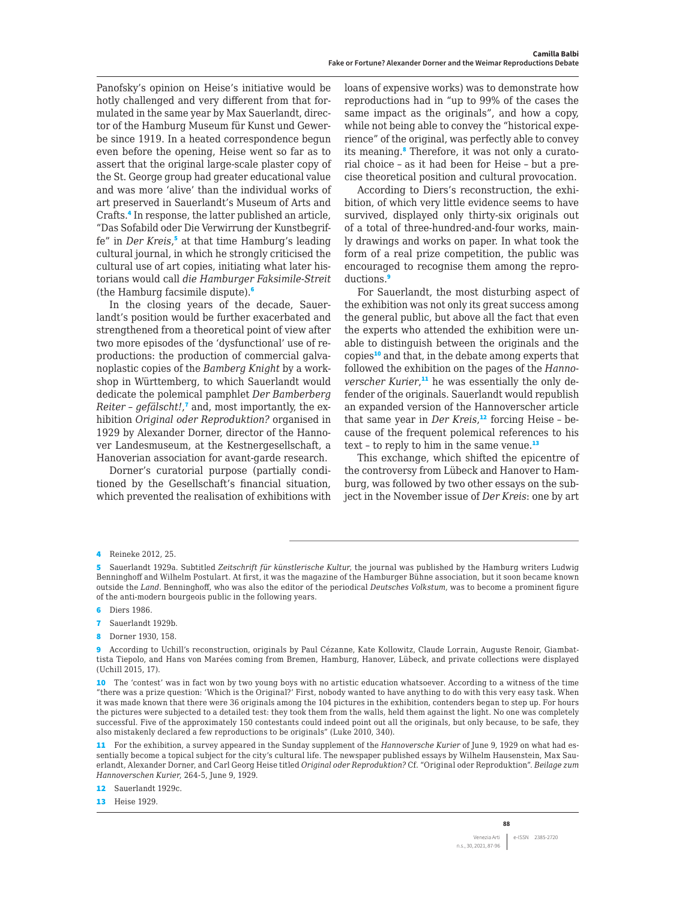Panofsky's opinion on Heise's initiative would be hotly challenged and very different from that formulated in the same year by Max Sauerlandt, director of the Hamburg Museum für Kunst und Gewerbe since 1919. In a heated correspondence begun even before the opening, Heise went so far as to assert that the original large-scale plaster copy of the St. George group had greater educational value and was more 'alive' than the individual works of art preserved in Sauerlandt's Museum of Arts and Crafts.[4] In response, the latter published an article, "Das Sofabild oder Die Verwirrung der Kunstbegriffe" in *Der Kreis*,[5] at that time Hamburg's leading cultural journal, in which he strongly criticised the cultural use of art copies, initiating what later historians would call *die Hamburger Faksimile-Streit* (the Hamburg facsimile dispute).[6]

In the closing years of the decade, Sauerlandt's position would be further exacerbated and strengthened from a theoretical point of view after two more episodes of the 'dysfunctional' use of reproductions: the production of commercial galvanoplastic copies of the *Bamberg Knight* by a workshop in Württemberg, to which Sauerlandt would dedicate the polemical pamphlet *Der Bamberberg Reiter – gefälscht!*,[7] and, most importantly, the exhibition *Original oder Reproduktion?* organised in 1929 by Alexander Dorner, director of the Hannover Landesmuseum, at the Kestnergesellschaft, a Hanoverian association for avant-garde research.

Dorner's curatorial purpose (partially conditioned by the Gesellschaft's financial situation, which prevented the realisation of exhibitions with loans of expensive works) was to demonstrate how reproductions had in "up to 99% of the cases the same impact as the originals", and how a copy, while not being able to convey the "historical experience" of the original, was perfectly able to convey its meaning.[8] Therefore, it was not only a curatorial choice – as it had been for Heise – but a precise theoretical position and cultural provocation.

According to Diers's reconstruction, the exhibition, of which very little evidence seems to have survived, displayed only thirty-six originals out of a total of three-hundred-and-four works, mainly drawings and works on paper. In what took the form of a real prize competition, the public was encouraged to recognise them among the reproductions.[9]

For Sauerlandt, the most disturbing aspect of the exhibition was not only its great success among the general public, but above all the fact that even the experts who attended the exhibition were unable to distinguish between the originals and the copies[10] and that, in the debate among experts that followed the exhibition on the pages of the *Hannoverscher Kurier*,[11] he was essentially the only defender of the originals. Sauerlandt would republish an expanded version of the Hannoverscher article that same year in *Der Kreis*,[12] forcing Heise – because of the frequent polemical references to his text – to reply to him in the same venue.[13]

This exchange, which shifted the epicentre of the controversy from Lübeck and Hanover to Hamburg, was followed by two other essays on the subject in the November issue of *Der Kreis*: one by art

---

4 Reineke 2012, 25.

5 Sauerlandt 1929a. Subtitled *Zeitschrift für künstlerische Kultur*, the journal was published by the Hamburg writers Ludwig Benninghoff and Wilhelm Postulart. At first, it was the magazine of the Hamburger Bühne association, but it soon became known outside the *Land*. Benninghoff, who was also the editor of the periodical *Deutsches Volkstum*, was to become a prominent figure of the anti-modern bourgeois public in the following years.

6 Diers 1986.

7 Sauerlandt 1929b.

8 Dorner 1930, 158.

9 According to Uchill's reconstruction, originals by Paul Cézanne, Kate Kollowitz, Claude Lorrain, Auguste Renoir, Giambattista Tiepolo, and Hans von Marées coming from Bremen, Hamburg, Hanover, Lübeck, and private collections were displayed (Uchill 2015, 17).

10 The 'contest' was in fact won by two young boys with no artistic education whatsoever. According to a witness of the time "there was a prize question: 'Which is the Original?' First, nobody wanted to have anything to do with this very easy task. When it was made known that there were 36 originals among the 104 pictures in the exhibition, contenders began to step up. For hours the pictures were subjected to a detailed test: they took them from the walls, held them against the light. No one was completely successful. Five of the approximately 150 contestants could indeed point out all the originals, but only because, to be safe, they also mistakenly declared a few reproductions to be originals" (Luke 2010, 340).

11 For the exhibition, a survey appeared in the Sunday supplement of the *Hannoversche Kurier* of June 9, 1929 on what had essentially become a topical subject for the city's cultural life. The newspaper published essays by Wilhelm Hausenstein, Max Sauerlandt, Alexander Dorner, and Carl Georg Heise titled *Original oder Reproduktion?* Cf. "Original oder Reproduktion". *Beilage zum Hannoverschen Kurier*, 264-5, June 9, 1929.

12 Sauerlandt 1929c.

13 Heise 1929.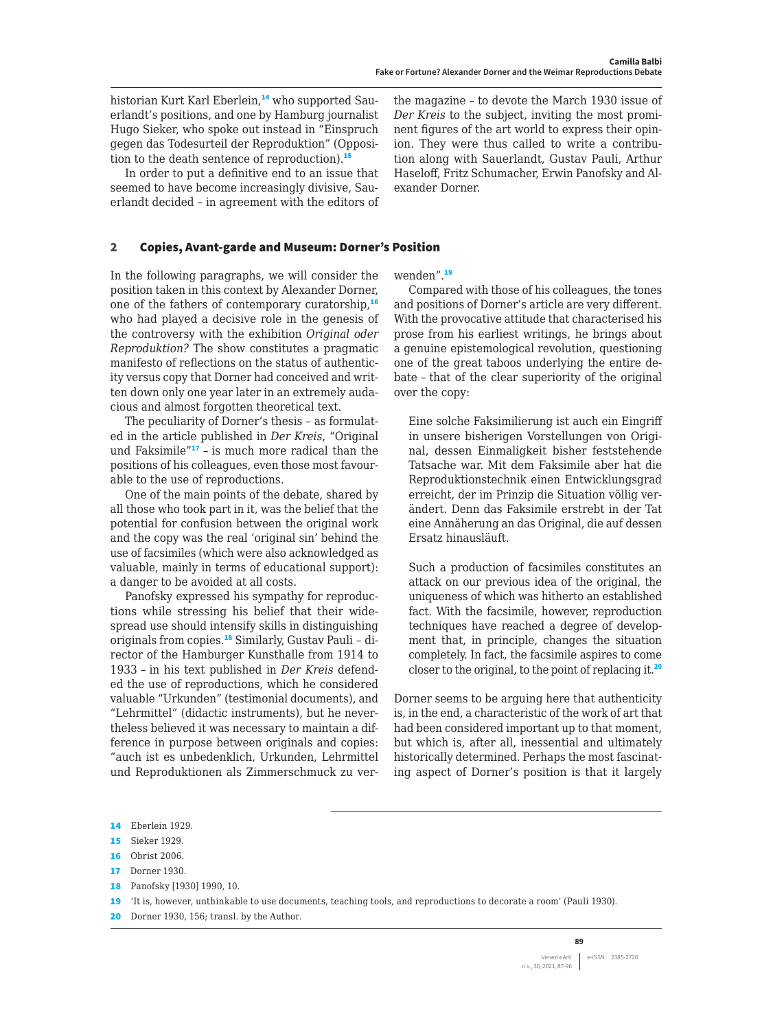historian Kurt Karl Eberlein,[14] who supported Sauerlandt's positions, and one by Hamburg journalist Hugo Sieker, who spoke out instead in "Einspruch gegen das Todesurteil der Reproduktion" (Opposition to the death sentence of reproduction).[15]

In order to put a definitive end to an issue that seemed to have become increasingly divisive, Sauerlandt decided – in agreement with the editors of the magazine – to devote the March 1930 issue of *Der Kreis* to the subject, inviting the most prominent figures of the art world to express their opinion. They were thus called to write a contribution along with Sauerlandt, Gustav Pauli, Arthur Haseloff, Fritz Schumacher, Erwin Panofsky and Alexander Dorner.

## 2 Copies, Avant-garde and Museum: Dorner's Position

In the following paragraphs, we will consider the position taken in this context by Alexander Dorner, one of the fathers of contemporary curatorship,[16] who had played a decisive role in the genesis of the controversy with the exhibition *Original oder Reproduktion?* The show constitutes a pragmatic manifesto of reflections on the status of authenticity versus copy that Dorner had conceived and written down only one year later in an extremely audacious and almost forgotten theoretical text.

The peculiarity of Dorner's thesis – as formulated in the article published in *Der Kreis*, "Original und Faksimile"[17] – is much more radical than the positions of his colleagues, even those most favourable to the use of reproductions.

One of the main points of the debate, shared by all those who took part in it, was the belief that the potential for confusion between the original work and the copy was the real 'original sin' behind the use of facsimiles (which were also acknowledged as valuable, mainly in terms of educational support): a danger to be avoided at all costs.

Panofsky expressed his sympathy for reproductions while stressing his belief that their widespread use should intensify skills in distinguishing originals from copies.[18] Similarly, Gustav Pauli – director of the Hamburger Kunsthalle from 1914 to 1933 – in his text published in *Der Kreis* defended the use of reproductions, which he considered valuable "Urkunden" (testimonial documents), and "Lehrmittel" (didactic instruments), but he nevertheless believed it was necessary to maintain a difference in purpose between originals and copies: "auch ist es unbedenklich, Urkunden, Lehrmittel und Reproduktionen als Zimmerschmuck zu verwenden".[19]

Compared with those of his colleagues, the tones and positions of Dorner's article are very different. With the provocative attitude that characterised his prose from his earliest writings, he brings about a genuine epistemological revolution, questioning one of the great taboos underlying the entire debate – that of the clear superiority of the original over the copy:

> Eine solche Faksimilierung ist auch ein Eingriff in unsere bisherigen Vorstellungen von Original, dessen Einmaligkeit bisher feststehende Tatsache war. Mit dem Faksimile aber hat die Reproduktionstechnik einen Entwicklungsgrad erreicht, der im Prinzip die Situation völlig verändert. Denn das Faksimile erstrebt in der Tat eine Annäherung an das Original, die auf dessen Ersatz hinausläuft.
>
> Such a production of facsimiles constitutes an attack on our previous idea of the original, the uniqueness of which was hitherto an established fact. With the facsimile, however, reproduction techniques have reached a degree of development that, in principle, changes the situation completely. In fact, the facsimile aspires to come closer to the original, to the point of replacing it.[20]

Dorner seems to be arguing here that authenticity is, in the end, a characteristic of the work of art that had been considered important up to that moment, but which is, after all, inessential and ultimately historically determined. Perhaps the most fascinating aspect of Dorner's position is that it largely

---

14 Eberlein 1929.

15 Sieker 1929.

16 Obrist 2006.

17 Dorner 1930.

18 Panofsky [1930] 1990, 10.

19 'It is, however, unthinkable to use documents, teaching tools, and reproductions to decorate a room' (Pauli 1930).

20 Dorner 1930, 156; transl. by the Author.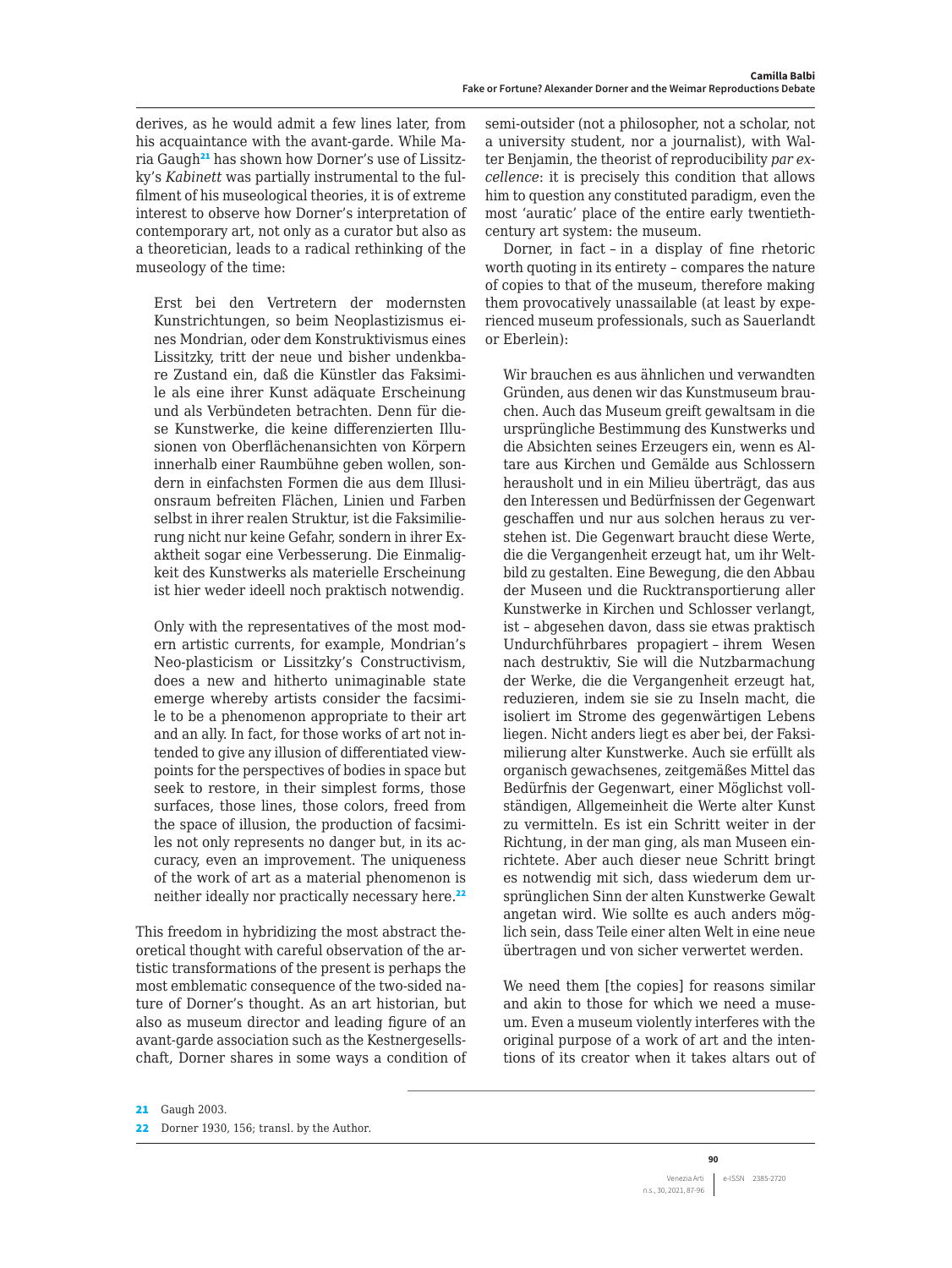derives, as he would admit a few lines later, from his acquaintance with the avant-garde. While Maria Gaugh[21] has shown how Dorner's use of Lissitzky's *Kabinett* was partially instrumental to the fulfilment of his museological theories, it is of extreme interest to observe how Dorner's interpretation of contemporary art, not only as a curator but also as a theoretician, leads to a radical rethinking of the museology of the time:

> Erst bei den Vertretern der modernsten Kunstrichtungen, so beim Neoplastizismus eines Mondrian, oder dem Konstruktivismus eines Lissitzky, tritt der neue und bisher undenkbare Zustand ein, daß die Künstler das Faksimile als eine ihrer Kunst adäquate Erscheinung und als Verbündeten betrachten. Denn für diese Kunstwerke, die keine differenzierten Illusionen von Oberflächenansichten von Körpern innerhalb einer Raumbühne geben wollen, sondern in einfachsten Formen die aus dem Illusionsraum befreiten Flächen, Linien und Farben selbst in ihrer realen Struktur, ist die Faksimilierung nicht nur keine Gefahr, sondern in ihrer Exaktheit sogar eine Verbesserung. Die Einmaligkeit des Kunstwerks als materielle Erscheinung ist hier weder ideell noch praktisch notwendig.
>
> Only with the representatives of the most modern artistic currents, for example, Mondrian's Neo-plasticism or Lissitzky's Constructivism, does a new and hitherto unimaginable state emerge whereby artists consider the facsimile to be a phenomenon appropriate to their art and an ally. In fact, for those works of art not intended to give any illusion of differentiated viewpoints for the perspectives of bodies in space but seek to restore, in their simplest forms, those surfaces, those lines, those colors, freed from the space of illusion, the production of facsimiles not only represents no danger but, in its accuracy, even an improvement. The uniqueness of the work of art as a material phenomenon is neither ideally nor practically necessary here.[22]

This freedom in hybridizing the most abstract theoretical thought with careful observation of the artistic transformations of the present is perhaps the most emblematic consequence of the two-sided nature of Dorner's thought. As an art historian, but also as museum director and leading figure of an avant-garde association such as the Kestnergesellschaft, Dorner shares in some ways a condition of semi-outsider (not a philosopher, not a scholar, not a university student, nor a journalist), with Walter Benjamin, the theorist of reproducibility *par excellence*: it is precisely this condition that allows him to question any constituted paradigm, even the most 'auratic' place of the entire early twentieth-century art system: the museum.

Dorner, in fact – in a display of fine rhetoric worth quoting in its entirety – compares the nature of copies to that of the museum, therefore making them provocatively unassailable (at least by experienced museum professionals, such as Sauerlandt or Eberlein):

> Wir brauchen es aus ähnlichen und verwandten Gründen, aus denen wir das Kunstmuseum brauchen. Auch das Museum greift gewaltsam in die ursprüngliche Bestimmung des Kunstwerks und die Absichten seines Erzeugers ein, wenn es Altare aus Kirchen und Gemälde aus Schlossern herausholt und in ein Milieu überträgt, das aus den Interessen und Bedürfnissen der Gegenwart geschaffen und nur aus solchen heraus zu verstehen ist. Die Gegenwart braucht diese Werte, die die Vergangenheit erzeugt hat, um ihr Weltbild zu gestalten. Eine Bewegung, die den Abbau der Museen und die Rucktransportierung aller Kunstwerke in Kirchen und Schlosser verlangt, ist – abgesehen davon, dass sie etwas praktisch Undurchführbares propagiert – ihrem Wesen nach destruktiv, Sie will die Nutzbarmachung der Werke, die die Vergangenheit erzeugt hat, reduzieren, indem sie sie zu Inseln macht, die isoliert im Strome des gegenwärtigen Lebens liegen. Nicht anders liegt es aber bei, der Faksimilierung alter Kunstwerke. Auch sie erfüllt als organisch gewachsenes, zeitgemäßes Mittel das Bedürfnis der Gegenwart, einer Möglichst vollständigen, Allgemeinheit die Werte alter Kunst zu vermitteln. Es ist ein Schritt weiter in der Richtung, in der man ging, als man Museen einrichtete. Aber auch dieser neue Schritt bringt es notwendig mit sich, dass wiederum dem ursprünglichen Sinn der alten Kunstwerke Gewalt angetan wird. Wie sollte es auch anders möglich sein, dass Teile einer alten Welt in eine neue übertragen und von sicher verwertet werden.
>
> We need them [the copies] for reasons similar and akin to those for which we need a museum. Even a museum violently interferes with the original purpose of a work of art and the intentions of its creator when it takes altars out of

---

[21] Gaugh 2003.

[22] Dorner 1930, 156; transl. by the Author.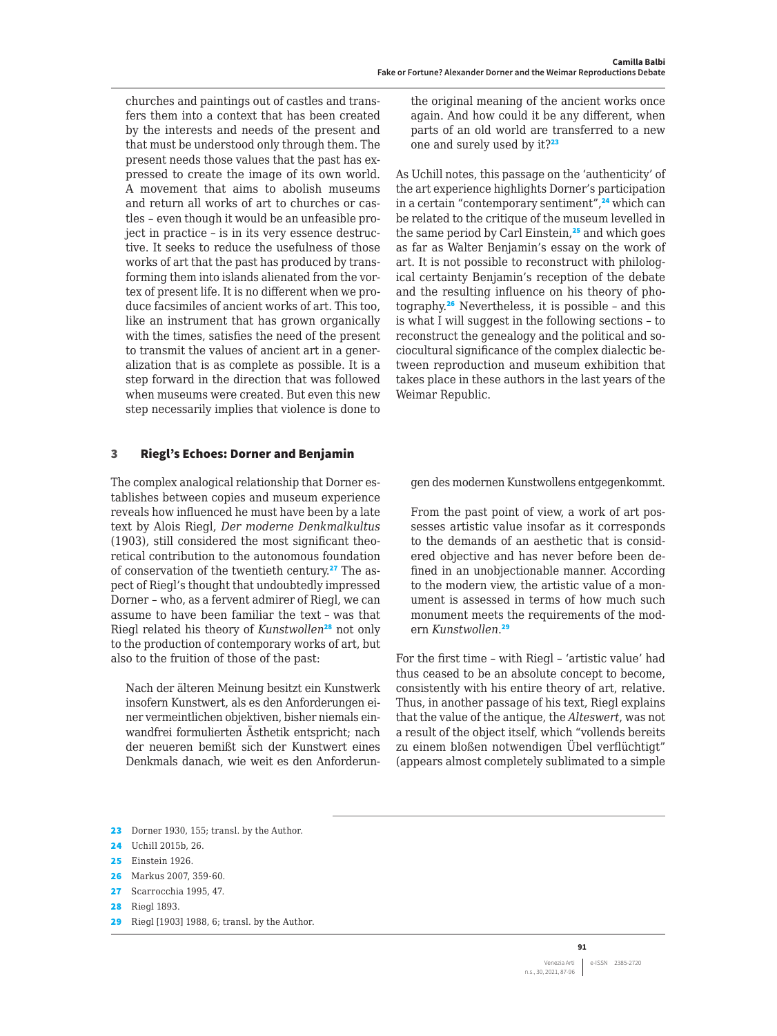churches and paintings out of castles and transfers them into a context that has been created by the interests and needs of the present and that must be understood only through them. The present needs those values that the past has expressed to create the image of its own world. A movement that aims to abolish museums and return all works of art to churches or castles – even though it would be an unfeasible project in practice – is in its very essence destructive. It seeks to reduce the usefulness of those works of art that the past has produced by transforming them into islands alienated from the vortex of present life. It is no different when we produce facsimiles of ancient works of art. This too, like an instrument that has grown organically with the times, satisfies the need of the present to transmit the values of ancient art in a generalization that is as complete as possible. It is a step forward in the direction that was followed when museums were created. But even this new step necessarily implies that violence is done to the original meaning of the ancient works once again. And how could it be any different, when parts of an old world are transferred to a new one and surely used by it?[23]

As Uchill notes, this passage on the 'authenticity' of the art experience highlights Dorner's participation in a certain "contemporary sentiment",[24] which can be related to the critique of the museum levelled in the same period by Carl Einstein,[25] and which goes as far as Walter Benjamin's essay on the work of art. It is not possible to reconstruct with philological certainty Benjamin's reception of the debate and the resulting influence on his theory of photography.[26] Nevertheless, it is possible – and this is what I will suggest in the following sections – to reconstruct the genealogy and the political and sociocultural significance of the complex dialectic between reproduction and museum exhibition that takes place in these authors in the last years of the Weimar Republic.

## 3 Riegl's Echoes: Dorner and Benjamin

The complex analogical relationship that Dorner establishes between copies and museum experience reveals how influenced he must have been by a late text by Alois Riegl, *Der moderne Denkmalkultus* (1903), still considered the most significant theoretical contribution to the autonomous foundation of conservation of the twentieth century.[27] The aspect of Riegl's thought that undoubtedly impressed Dorner – who, as a fervent admirer of Riegl, we can assume to have been familiar the text – was that Riegl related his theory of *Kunstwollen*[28] not only to the production of contemporary works of art, but also to the fruition of those of the past:

> Nach der älteren Meinung besitzt ein Kunstwerk insofern Kunstwert, als es den Anforderungen einer vermeintlichen objektiven, bisher niemals einwandfrei formulierten Ästhetik entspricht; nach der neueren bemißt sich der Kunstwert eines Denkmals danach, wie weit es den Anforderungen des modernen Kunstwollens entgegenkommt.
>
> From the past point of view, a work of art possesses artistic value insofar as it corresponds to the demands of an aesthetic that is considered objective and has never before been defined in an unobjectionable manner. According to the modern view, the artistic value of a monument is assessed in terms of how much such monument meets the requirements of the modern *Kunstwollen*.[29]

For the first time – with Riegl – 'artistic value' had thus ceased to be an absolute concept to become, consistently with his entire theory of art, relative. Thus, in another passage of his text, Riegl explains that the value of the antique, the *Alteswert*, was not a result of the object itself, which "vollends bereits zu einem bloßen notwendigen Übel verflüchtigt" (appears almost completely sublimated to a simple

[23] Dorner 1930, 155; transl. by the Author.

[24] Uchill 2015b, 26.

[25] Einstein 1926.

[26] Markus 2007, 359-60.

[27] Scarrocchia 1995, 47.

[28] Riegl 1893.

[29] Riegl [1903] 1988, 6; transl. by the Author.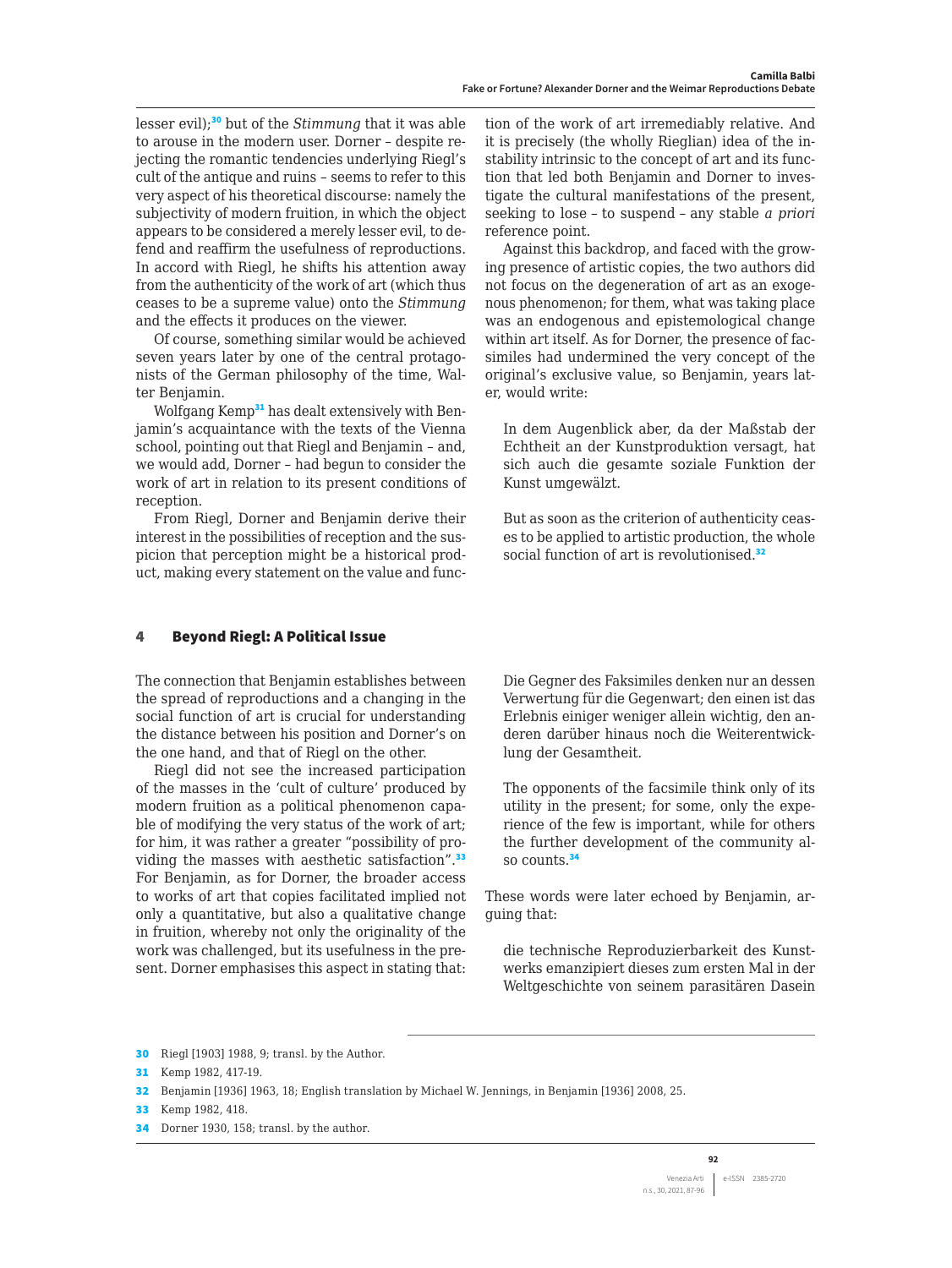lesser evil);[30] but of the *Stimmung* that it was able to arouse in the modern user. Dorner – despite rejecting the romantic tendencies underlying Riegl's cult of the antique and ruins – seems to refer to this very aspect of his theoretical discourse: namely the subjectivity of modern fruition, in which the object appears to be considered a merely lesser evil, to defend and reaffirm the usefulness of reproductions. In accord with Riegl, he shifts his attention away from the authenticity of the work of art (which thus ceases to be a supreme value) onto the *Stimmung* and the effects it produces on the viewer.

Of course, something similar would be achieved seven years later by one of the central protagonists of the German philosophy of the time, Walter Benjamin.

Wolfgang Kemp[31] has dealt extensively with Benjamin's acquaintance with the texts of the Vienna school, pointing out that Riegl and Benjamin – and, we would add, Dorner – had begun to consider the work of art in relation to its present conditions of reception.

From Riegl, Dorner and Benjamin derive their interest in the possibilities of reception and the suspicion that perception might be a historical product, making every statement on the value and function of the work of art irremediably relative. And it is precisely (the wholly Rieglian) idea of the instability intrinsic to the concept of art and its function that led both Benjamin and Dorner to investigate the cultural manifestations of the present, seeking to lose – to suspend – any stable *a priori* reference point.

Against this backdrop, and faced with the growing presence of artistic copies, the two authors did not focus on the degeneration of art as an exogenous phenomenon; for them, what was taking place was an endogenous and epistemological change within art itself. As for Dorner, the presence of facsimiles had undermined the very concept of the original's exclusive value, so Benjamin, years later, would write:

> In dem Augenblick aber, da der Maßstab der Echtheit an der Kunstproduktion versagt, hat sich auch die gesamte soziale Funktion der Kunst umgewälzt.
>
> But as soon as the criterion of authenticity ceases to be applied to artistic production, the whole social function of art is revolutionised.[32]

## 4 Beyond Riegl: A Political Issue

The connection that Benjamin establishes between the spread of reproductions and a changing in the social function of art is crucial for understanding the distance between his position and Dorner's on the one hand, and that of Riegl on the other.

Riegl did not see the increased participation of the masses in the 'cult of culture' produced by modern fruition as a political phenomenon capable of modifying the very status of the work of art; for him, it was rather a greater "possibility of providing the masses with aesthetic satisfaction".[33] For Benjamin, as for Dorner, the broader access to works of art that copies facilitated implied not only a quantitative, but also a qualitative change in fruition, whereby not only the originality of the work was challenged, but its usefulness in the present. Dorner emphasises this aspect in stating that:

> Die Gegner des Faksimiles denken nur an dessen Verwertung für die Gegenwart; den einen ist das Erlebnis einiger weniger allein wichtig, den anderen darüber hinaus noch die Weiterentwicklung der Gesamtheit.
>
> The opponents of the facsimile think only of its utility in the present; for some, only the experience of the few is important, while for others the further development of the community also counts.[34]

These words were later echoed by Benjamin, arguing that:

> die technische Reproduzierbarkeit des Kunstwerks emanzipiert dieses zum ersten Mal in der Weltgeschichte von seinem parasitären Dasein

---

30 Riegl [1903] 1988, 9; transl. by the Author.

31 Kemp 1982, 417-19.

32 Benjamin [1936] 1963, 18; English translation by Michael W. Jennings, in Benjamin [1936] 2008, 25.

33 Kemp 1982, 418.

34 Dorner 1930, 158; transl. by the author.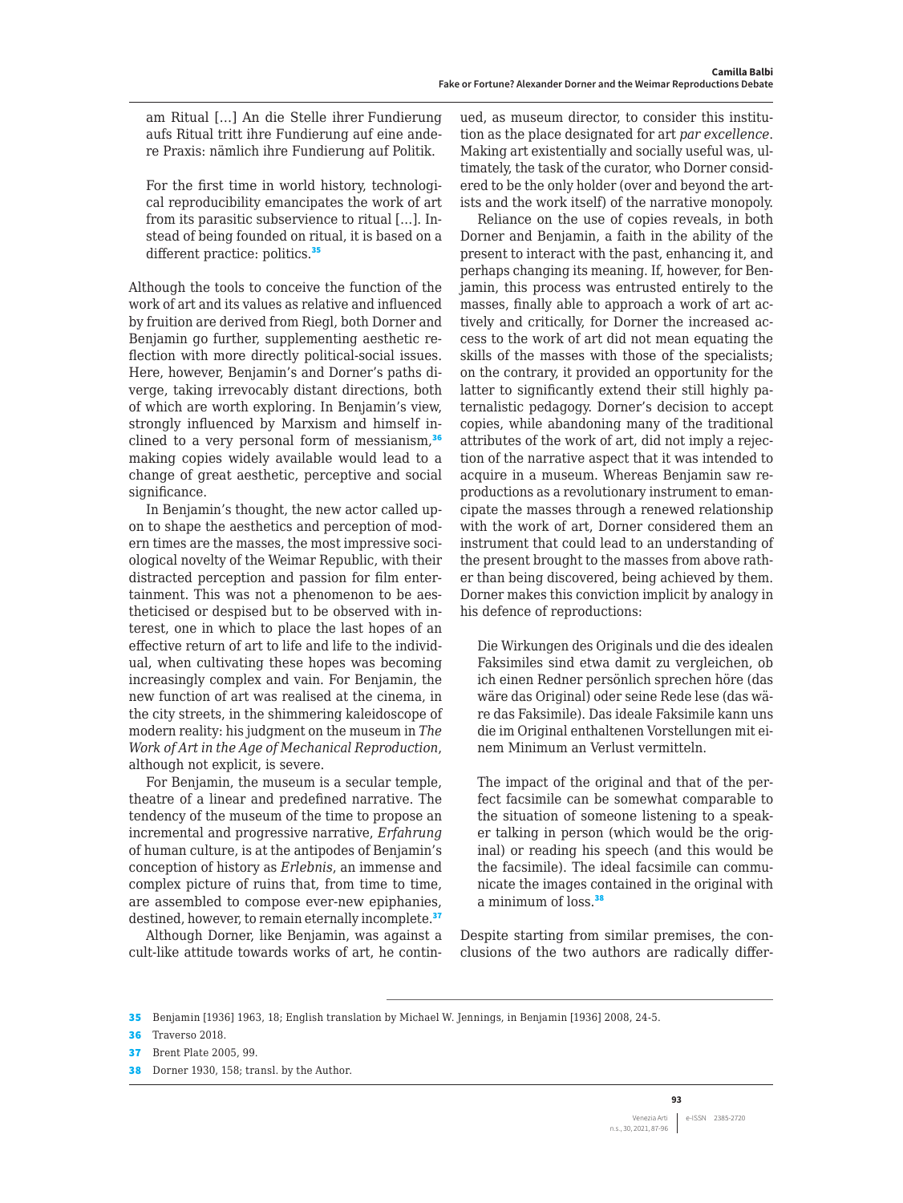am Ritual […] An die Stelle ihrer Fundierung aufs Ritual tritt ihre Fundierung auf eine andere Praxis: nämlich ihre Fundierung auf Politik.

For the first time in world history, technological reproducibility emancipates the work of art from its parasitic subservience to ritual […]. Instead of being founded on ritual, it is based on a different practice: politics.[35]

Although the tools to conceive the function of the work of art and its values as relative and influenced by fruition are derived from Riegl, both Dorner and Benjamin go further, supplementing aesthetic reflection with more directly political-social issues. Here, however, Benjamin's and Dorner's paths diverge, taking irrevocably distant directions, both of which are worth exploring. In Benjamin's view, strongly influenced by Marxism and himself inclined to a very personal form of messianism,[36] making copies widely available would lead to a change of great aesthetic, perceptive and social significance.

In Benjamin's thought, the new actor called upon to shape the aesthetics and perception of modern times are the masses, the most impressive sociological novelty of the Weimar Republic, with their distracted perception and passion for film entertainment. This was not a phenomenon to be aestheticised or despised but to be observed with interest, one in which to place the last hopes of an effective return of art to life and life to the individual, when cultivating these hopes was becoming increasingly complex and vain. For Benjamin, the new function of art was realised at the cinema, in the city streets, in the shimmering kaleidoscope of modern reality: his judgment on the museum in *The Work of Art in the Age of Mechanical Reproduction*, although not explicit, is severe.

For Benjamin, the museum is a secular temple, theatre of a linear and predefined narrative. The tendency of the museum of the time to propose an incremental and progressive narrative, *Erfahrung* of human culture, is at the antipodes of Benjamin's conception of history as *Erlebnis*, an immense and complex picture of ruins that, from time to time, are assembled to compose ever-new epiphanies, destined, however, to remain eternally incomplete.[37]

Although Dorner, like Benjamin, was against a cult-like attitude towards works of art, he continued, as museum director, to consider this institution as the place designated for art *par excellence*. Making art existentially and socially useful was, ultimately, the task of the curator, who Dorner considered to be the only holder (over and beyond the artists and the work itself) of the narrative monopoly.

Reliance on the use of copies reveals, in both Dorner and Benjamin, a faith in the ability of the present to interact with the past, enhancing it, and perhaps changing its meaning. If, however, for Benjamin, this process was entrusted entirely to the masses, finally able to approach a work of art actively and critically, for Dorner the increased access to the work of art did not mean equating the skills of the masses with those of the specialists; on the contrary, it provided an opportunity for the latter to significantly extend their still highly paternalistic pedagogy. Dorner's decision to accept copies, while abandoning many of the traditional attributes of the work of art, did not imply a rejection of the narrative aspect that it was intended to acquire in a museum. Whereas Benjamin saw reproductions as a revolutionary instrument to emancipate the masses through a renewed relationship with the work of art, Dorner considered them an instrument that could lead to an understanding of the present brought to the masses from above rather than being discovered, being achieved by them. Dorner makes this conviction implicit by analogy in his defence of reproductions:

Die Wirkungen des Originals und die des idealen Faksimiles sind etwa damit zu vergleichen, ob ich einen Redner persönlich sprechen höre (das wäre das Original) oder seine Rede lese (das wäre das Faksimile). Das ideale Faksimile kann uns die im Original enthaltenen Vorstellungen mit einem Minimum an Verlust vermitteln.

The impact of the original and that of the perfect facsimile can be somewhat comparable to the situation of someone listening to a speaker talking in person (which would be the original) or reading his speech (and this would be the facsimile). The ideal facsimile can communicate the images contained in the original with a minimum of loss.[38]

Despite starting from similar premises, the conclusions of the two authors are radically differ-

---

[35] Benjamin [1936] 1963, 18; English translation by Michael W. Jennings, in Benjamin [1936] 2008, 24-5.

[36] Traverso 2018.

[37] Brent Plate 2005, 99.

[38] Dorner 1930, 158; transl. by the Author.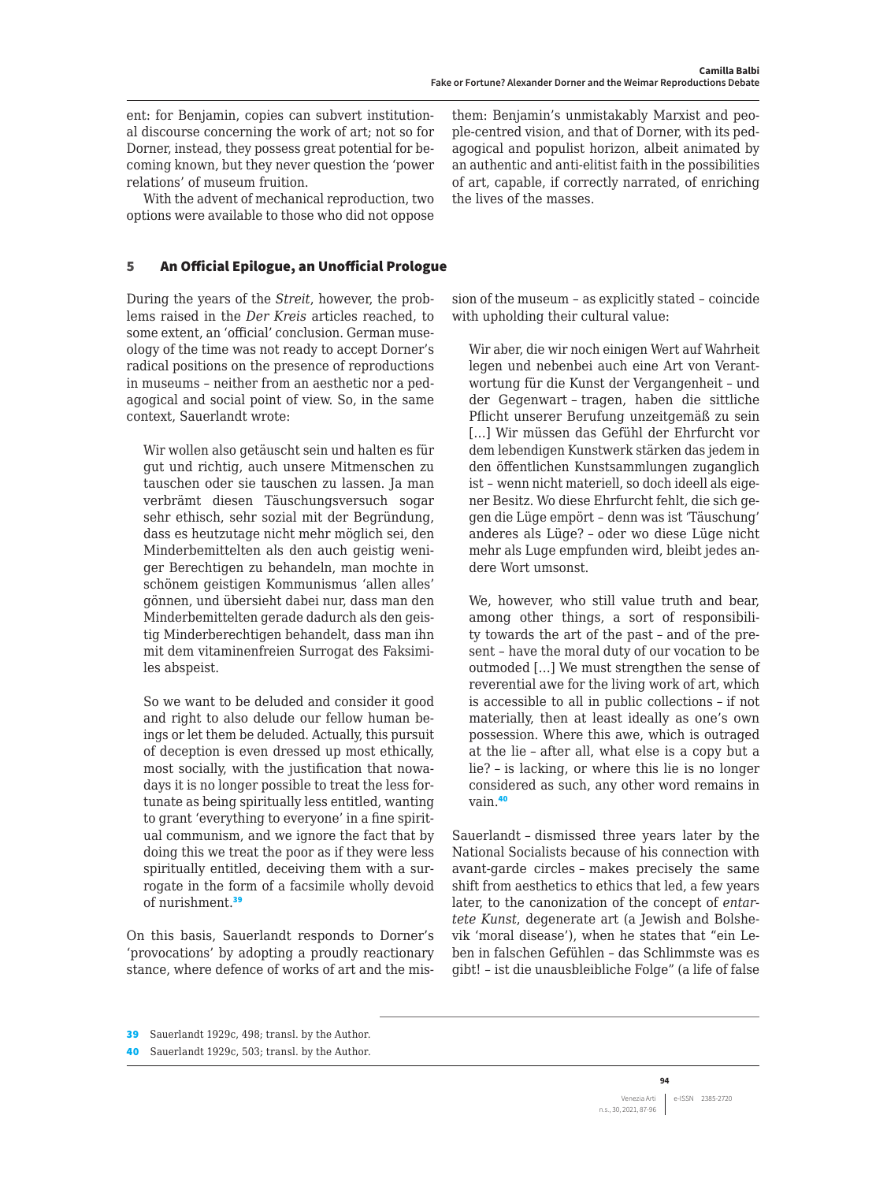ent: for Benjamin, copies can subvert institutional discourse concerning the work of art; not so for Dorner, instead, they possess great potential for becoming known, but they never question the 'power relations' of museum fruition.

With the advent of mechanical reproduction, two options were available to those who did not oppose them: Benjamin's unmistakably Marxist and people-centred vision, and that of Dorner, with its pedagogical and populist horizon, albeit animated by an authentic and anti-elitist faith in the possibilities of art, capable, if correctly narrated, of enriching the lives of the masses.

## 5 An Official Epilogue, an Unofficial Prologue

During the years of the *Streit*, however, the problems raised in the *Der Kreis* articles reached, to some extent, an 'official' conclusion. German museology of the time was not ready to accept Dorner's radical positions on the presence of reproductions in museums – neither from an aesthetic nor a pedagogical and social point of view. So, in the same context, Sauerlandt wrote:

> Wir wollen also getäuscht sein und halten es für gut und richtig, auch unsere Mitmenschen zu tauschen oder sie tauschen zu lassen. Ja man verbrämt diesen Täuschungsversuch sogar sehr ethisch, sehr sozial mit der Begründung, dass es heutzutage nicht mehr möglich sei, den Minderbemittelten als den auch geistig weniger Berechtigen zu behandeln, man mochte in schönem geistigen Kommunismus 'allen alles' gönnen, und übersieht dabei nur, dass man den Minderbemittelten gerade dadurch als den geistig Minderberechtigen behandelt, dass man ihn mit dem vitaminenfreien Surrogat des Faksimiles abspeist.

> So we want to be deluded and consider it good and right to also delude our fellow human beings or let them be deluded. Actually, this pursuit of deception is even dressed up most ethically, most socially, with the justification that nowadays it is no longer possible to treat the less fortunate as being spiritually less entitled, wanting to grant 'everything to everyone' in a fine spiritual communism, and we ignore the fact that by doing this we treat the poor as if they were less spiritually entitled, deceiving them with a surrogate in the form of a facsimile wholly devoid of nurishment.[39]

On this basis, Sauerlandt responds to Dorner's 'provocations' by adopting a proudly reactionary stance, where defence of works of art and the mission of the museum – as explicitly stated – coincide with upholding their cultural value:

> Wir aber, die wir noch einigen Wert auf Wahrheit legen und nebenbei auch eine Art von Verantwortung für die Kunst der Vergangenheit – und der Gegenwart – tragen, haben die sittliche Pflicht unserer Berufung unzeitgemäß zu sein [...] Wir müssen das Gefühl der Ehrfurcht vor dem lebendigen Kunstwerk stärken das jedem in den öffentlichen Kunstsammlungen zuganglich ist – wenn nicht materiell, so doch ideell als eigener Besitz. Wo diese Ehrfurcht fehlt, die sich gegen die Lüge empört – denn was ist 'Täuschung' anderes als Lüge? – oder wo diese Lüge nicht mehr als Luge empfunden wird, bleibt jedes andere Wort umsonst.

> We, however, who still value truth and bear, among other things, a sort of responsibility towards the art of the past – and of the present – have the moral duty of our vocation to be outmoded [...] We must strengthen the sense of reverential awe for the living work of art, which is accessible to all in public collections – if not materially, then at least ideally as one's own possession. Where this awe, which is outraged at the lie – after all, what else is a copy but a lie? – is lacking, or where this lie is no longer considered as such, any other word remains in vain.[40]

Sauerlandt – dismissed three years later by the National Socialists because of his connection with avant-garde circles – makes precisely the same shift from aesthetics to ethics that led, a few years later, to the canonization of the concept of *entartete Kunst*, degenerate art (a Jewish and Bolshevik 'moral disease'), when he states that "ein Leben in falschen Gefühlen – das Schlimmste was es gibt! – ist die unausbleibliche Folge" (a life of false

---

39 Sauerlandt 1929c, 498; transl. by the Author.

40 Sauerlandt 1929c, 503; transl. by the Author.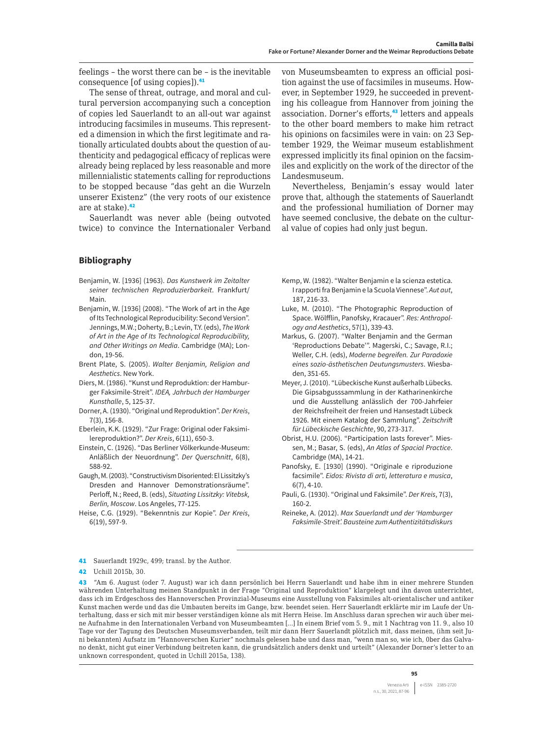feelings – the worst there can be – is the inevitable consequence [of using copies]).[41]

The sense of threat, outrage, and moral and cultural perversion accompanying such a conception of copies led Sauerlandt to an all-out war against introducing facsimiles in museums. This represented a dimension in which the first legitimate and rationally articulated doubts about the question of authenticity and pedagogical efficacy of replicas were already being replaced by less reasonable and more millennialistic statements calling for reproductions to be stopped because "das geht an die Wurzeln unserer Existenz" (the very roots of our existence are at stake).[42]

Sauerlandt was never able (being outvoted twice) to convince the Internationaler Verband von Museumsbeamten to express an official position against the use of facsimiles in museums. However, in September 1929, he succeeded in preventing his colleague from Hannover from joining the association. Dorner's efforts,[43] letters and appeals to the other board members to make him retract his opinions on facsimiles were in vain: on 23 September 1929, the Weimar museum establishment expressed implicitly its final opinion on the facsimiles and explicitly on the work of the director of the Landesmuseum.

Nevertheless, Benjamin's essay would later prove that, although the statements of Sauerlandt and the professional humiliation of Dorner may have seemed conclusive, the debate on the cultural value of copies had only just begun.

## Bibliography

Benjamin, W. [1936] (1963). *Das Kunstwerk im Zeitalter seiner technischen Reproduzierbarkeit*. Frankfurt/Main.

Benjamin, W. [1936] (2008). "The Work of art in the Age of Its Technological Reproducibility: Second Version". Jennings, M.W.; Doherty, B.; Levin, T.Y. (eds), *The Work of Art in the Age of Its Technological Reproducibility, and Other Writings on Media*. Cambridge (MA); London, 19-56.

Brent Plate, S. (2005). *Walter Benjamin, Religion and Aesthetics*. New York.

Diers, M. (1986). "Kunst und Reproduktion: der Hamburger Faksimile-Streit". *IDEA, Jahrbuch der Hamburger Kunsthalle*, 5, 125-37.

Dorner, A. (1930). "Original und Reproduktion". *Der Kreis*, 7(3), 156-8.

Eberlein, K.K. (1929). "Zur Frage: Original oder Faksimilereproduktion?". *Der Kreis*, 6(11), 650-3.

Einstein, C. (1926). "Das Berliner Völkerkunde-Museum: Anläßlich der Neuordnung". *Der Querschnitt*, 6(8), 588-92.

Gaugh, M. (2003). "Constructivism Disoriented: El Lissitzky's Dresden and Hannover Demonstrationsräume". Perloff, N.; Reed, B. (eds), *Situating Lissitzky: Vitebsk, Berlin, Moscow*. Los Angeles, 77-125.

Heise, C.G. (1929). "Bekenntnis zur Kopie". *Der Kreis*, 6(19), 597-9.

Kemp, W. (1982). "Walter Benjamin e la scienza estetica. I rapporti fra Benjamin e la Scuola Viennese". *Aut aut*, 187, 216-33.

Luke, M. (2010). "The Photographic Reproduction of Space. Wölfflin, Panofsky, Kracauer". *Res: Anthropology and Aesthetics*, 57(1), 339-43.

Markus, G. (2007). "Walter Benjamin and the German 'Reproductions Debate'". Magerski, C.; Savage, R.I.; Weller, C.H. (eds), *Moderne begreifen. Zur Paradoxie eines sozio-ästhetischen Deutungsmusters*. Wiesbaden, 351-65.

Meyer, J. (2010). "Lübeckische Kunst außerhalb Lübecks. Die Gipsabgusssammlung in der Katharinenkirche und die Ausstellung anlässlich der 700-Jahrfeier der Reichsfreiheit der freien und Hansestadt Lübeck 1926. Mit einem Katalog der Sammlung". *Zeitschrift für Lübeckische Geschichte*, 90, 273-317.

Obrist, H.U. (2006). "Participation lasts forever". Miessen, M.; Basar, S. (eds), *An Atlas of Spacial Practice*. Cambridge (MA), 14-21.

Panofsky, E. [1930] (1990). "Originale e riproduzione facsimile". *Eidos: Rivista di arti, letteratura e musica*, 6(7), 4-10.

Pauli, G. (1930). "Original und Faksimile". *Der Kreis*, 7(3), 160-2.

Reineke, A. (2012). *Max Sauerlandt und der 'Hamburger Faksimile-Streit'. Bausteine zum Authentizitätsdiskurs*

---

[41] Sauerlandt 1929c, 499; transl. by the Author.

[42] Uchill 2015b, 30.

[43] "Am 6. August (oder 7. August) war ich dann persönlich bei Herrn Sauerlandt und habe ihm in einer mehrere Stunden währenden Unterhaltung meinen Standpunkt in der Frage "Original und Reproduktion" klargelegt und ihn davon unterrichtet, dass ich im Erdgeschoss des Hannoverschen Provinzial-Museums eine Ausstellung von Faksimiles alt-orientalischer und antiker Kunst machen werde und das die Umbauten bereits im Gange, bzw. beendet seien. Herr Sauerlandt erklärte mir im Laufe der Unterhaltung, dass er sich mit mir besser verständigen könne als mit Herrn Heise. Im Anschluss daran sprechen wir auch über meine Aufnahme in den Internationalen Verband von Museumbeamten [...] In einem Brief vom 5. 9., mit 1 Nachtrag von 11. 9., also 10 Tage vor der Tagung des Deutschen Museumsverbanden, teilt mir dann Herr Sauerlandt plötzlich mit, dass meinen, (ihm seit Juni bekannten) Aufsatz im "Hannoverschen Kurier" nochmals gelesen habe und dass man, "wenn man so, wie ich, 0ber das Galvano denkt, nicht gut einer Verbindung beitreten kann, die grundsätzlich anders denkt und urteilt" (Alexander Dorner's letter to an unknown correspondent, quoted in Uchill 2015a, 138).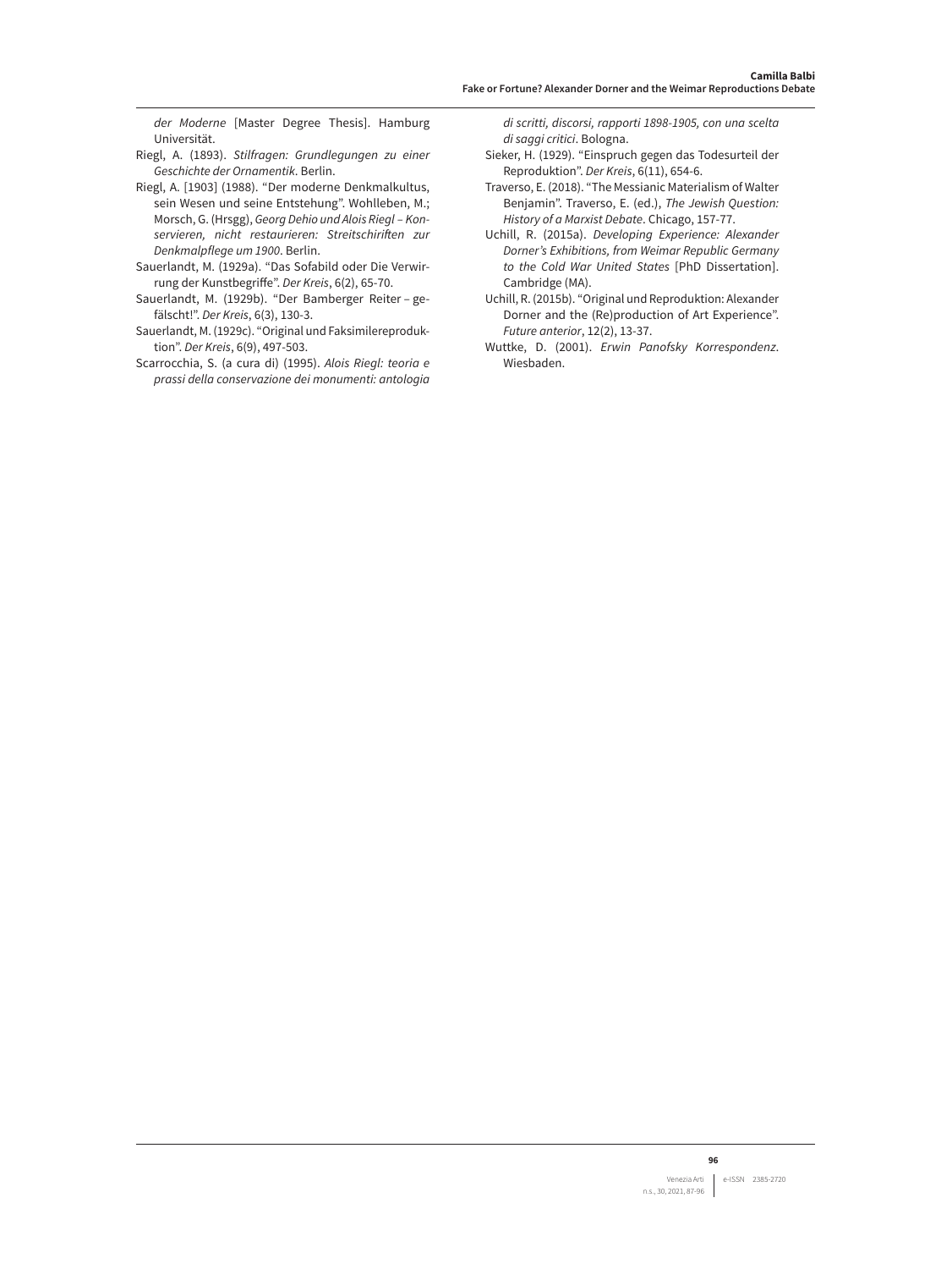*der Moderne* [Master Degree Thesis]. Hamburg Universität.

Riegl, A. (1893). *Stilfragen: Grundlegungen zu einer Geschichte der Ornamentik*. Berlin.

Riegl, A. [1903] (1988). "Der moderne Denkmalkultus, sein Wesen und seine Entstehung". Wohlleben, M.; Morsch, G. (Hrsgg), *Georg Dehio und Alois Riegl – Konservieren, nicht restaurieren: Streitschiriften zur Denkmalpflege um 1900*. Berlin.

Sauerlandt, M. (1929a). "Das Sofabild oder Die Verwirrung der Kunstbegriffe". *Der Kreis*, 6(2), 65-70.

Sauerlandt, M. (1929b). "Der Bamberger Reiter – gefälscht!". *Der Kreis*, 6(3), 130-3.

Sauerlandt, M. (1929c). "Original und Faksimilereproduktion". *Der Kreis*, 6(9), 497-503.

Scarrocchia, S. (a cura di) (1995). *Alois Riegl: teoria e prassi della conservazione dei monumenti: antologia di scritti, discorsi, rapporti 1898-1905, con una scelta di saggi critici*. Bologna.

Sieker, H. (1929). "Einspruch gegen das Todesurteil der Reproduktion". *Der Kreis*, 6(11), 654-6.

Traverso, E. (2018). "The Messianic Materialism of Walter Benjamin". Traverso, E. (ed.), *The Jewish Question: History of a Marxist Debate*. Chicago, 157-77.

Uchill, R. (2015a). *Developing Experience: Alexander Dorner's Exhibitions, from Weimar Republic Germany to the Cold War United States* [PhD Dissertation]. Cambridge (MA).

Uchill, R. (2015b). "Original und Reproduktion: Alexander Dorner and the (Re)production of Art Experience". *Future anterior*, 12(2), 13-37.

Wuttke, D. (2001). *Erwin Panofsky Korrespondenz*. Wiesbaden.